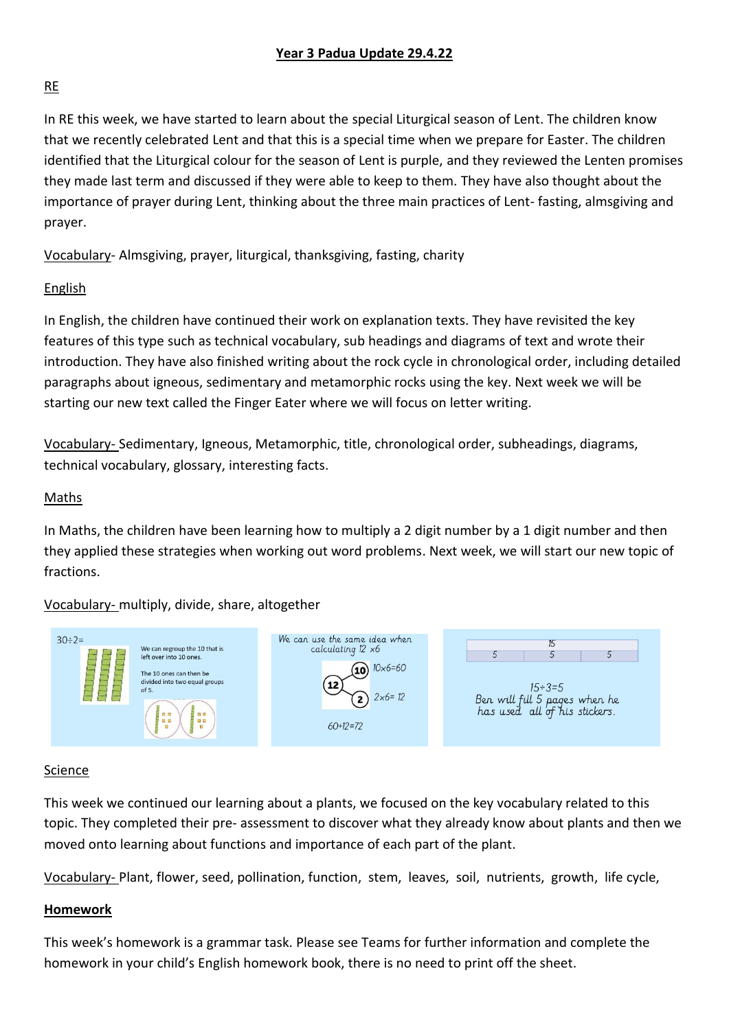# Year 3 Padua Update 29.4.22

## RE

In RE this week, we have started to learn about the special Liturgical season of Lent. The children know that we recently celebrated Lent and that this is a special time when we prepare for Easter. The children identified that the Liturgical colour for the season of Lent is purple, and they reviewed the Lenten promises they made last term and discussed if they were able to keep to them. They have also thought about the importance of prayer during Lent, thinking about the three main practices of Lent- fasting, almsgiving and prayer.

Vocabulary- Almsgiving, prayer, liturgical, thanksgiving, fasting, charity

## English

In English, the children have continued their work on explanation texts. They have revisited the key features of this type such as technical vocabulary, sub headings and diagrams of text and wrote their introduction. They have also finished writing about the rock cycle in chronological order, including detailed paragraphs about igneous, sedimentary and metamorphic rocks using the key. Next week we will be starting our new text called the Finger Eater where we will focus on letter writing.

Vocabulary- Sedimentary, Igneous, Metamorphic, title, chronological order, subheadings, diagrams, technical vocabulary, glossary, interesting facts.

## Maths

In Maths, the children have been learning how to multiply a 2 digit number by a 1 digit number and then they applied these strategies when working out word problems. Next week, we will start our new topic of fractions.

Vocabulary- multiply, divide, share, altogether

30÷2=

We can regroup the 10 that is left over into 10 ones.

The 10 ones can then be divided into two equal groups of 5.

We can use the same idea when calculating 12 ×6

12 → 10: 10×6=60

12 → 2: 2×6= 12

60+12=72

| 15 | | |
|---|---|---|
| 5 | 5 | 5 |

15÷3=5

Ben will fill 5 pages when he has used all of his stickers.

## Science

This week we continued our learning about a plants, we focused on the key vocabulary related to this topic. They completed their pre- assessment to discover what they already know about plants and then we moved onto learning about functions and importance of each part of the plant.

Vocabulary- Plant, flower, seed, pollination, function, stem, leaves, soil, nutrients, growth, life cycle,

## **Homework**

This week's homework is a grammar task. Please see Teams for further information and complete the homework in your child's English homework book, there is no need to print off the sheet.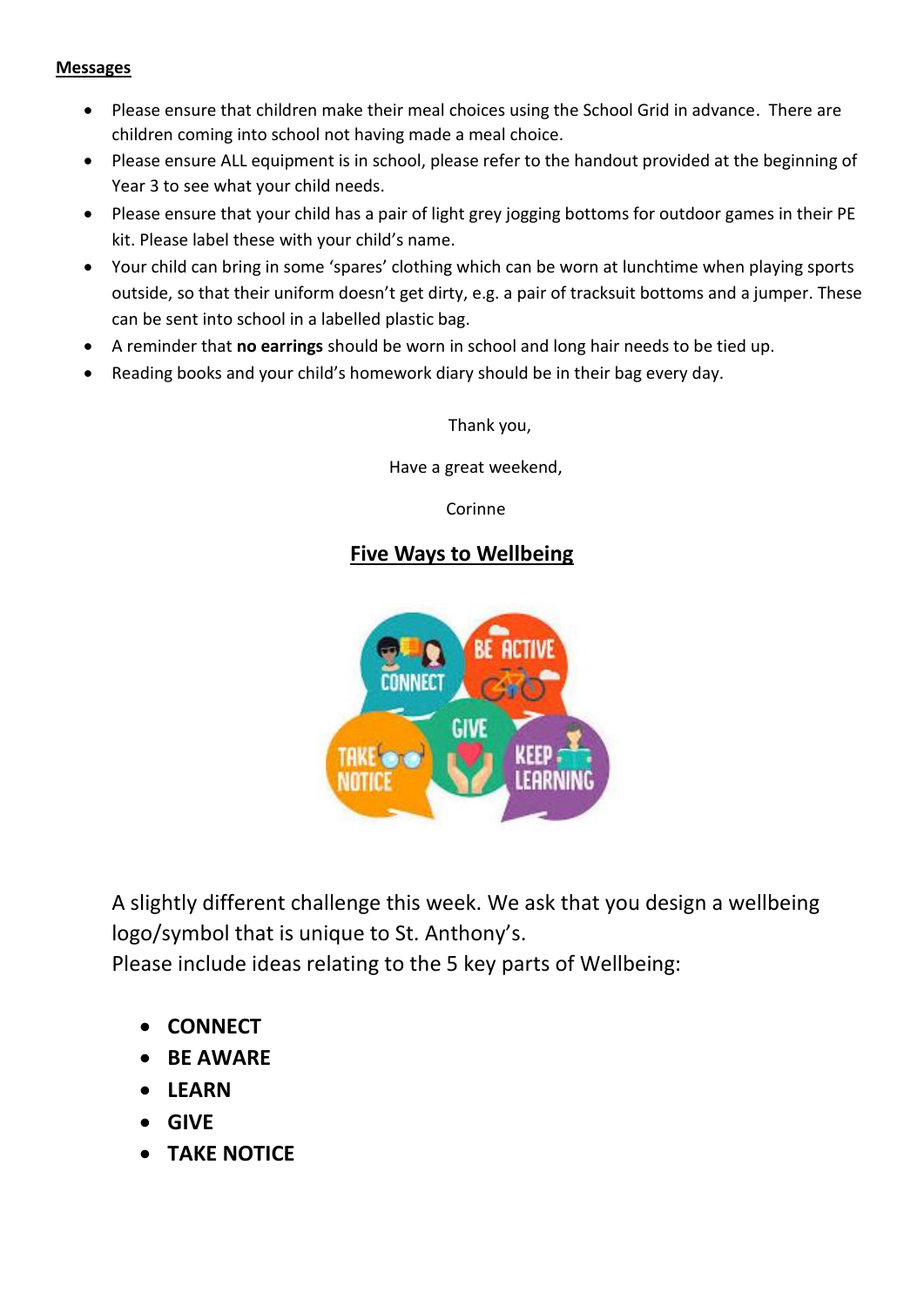**Messages**

- Please ensure that children make their meal choices using the School Grid in advance. There are children coming into school not having made a meal choice.
- Please ensure ALL equipment is in school, please refer to the handout provided at the beginning of Year 3 to see what your child needs.
- Please ensure that your child has a pair of light grey jogging bottoms for outdoor games in their PE kit. Please label these with your child's name.
- Your child can bring in some 'spares' clothing which can be worn at lunchtime when playing sports outside, so that their uniform doesn't get dirty, e.g. a pair of tracksuit bottoms and a jumper. These can be sent into school in a labelled plastic bag.
- A reminder that **no earrings** should be worn in school and long hair needs to be tied up.
- Reading books and your child's homework diary should be in their bag every day.

Thank you,

Have a great weekend,

Corinne

## Five Ways to Wellbeing

CONNECT
BE ACTIVE
GIVE
TAKE NOTICE
KEEP LEARNING

A slightly different challenge this week. We ask that you design a wellbeing logo/symbol that is unique to St. Anthony's.
Please include ideas relating to the 5 key parts of Wellbeing:

- **CONNECT**
- **BE AWARE**
- **LEARN**
- **GIVE**
- **TAKE NOTICE**